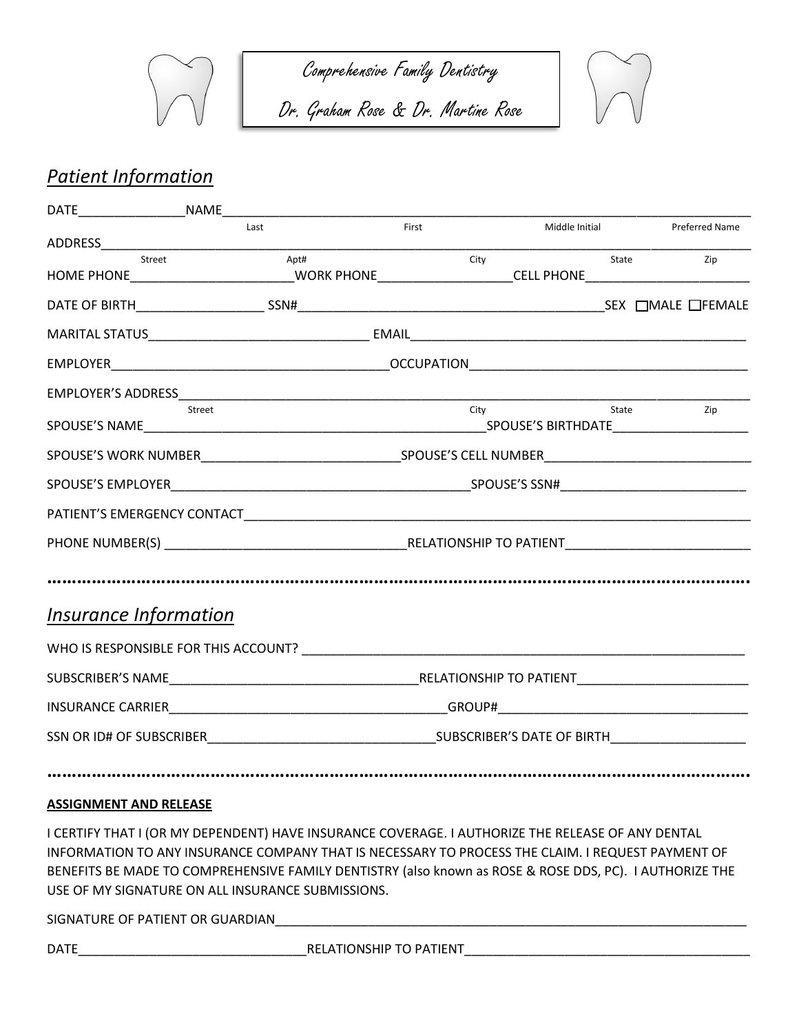Comprehensive Family Dentistry

Dr. Graham Rose & Dr. Martine Rose

## *Patient Information*

DATE_______________ NAME_______________________________________________________________________________
Last First Middle Initial Preferred Name

ADDRESS___________________________________________________________________________________________
Street Apt# City State Zip

HOME PHONE_______________________ WORK PHONE___________________ CELL PHONE________________________

DATE OF BIRTH__________________ SSN#____________________________________________ SEX ☐MALE ☐FEMALE

MARITAL STATUS________________________________ EMAIL_______________________________________________

EMPLOYER________________________________________ OCCUPATION_______________________________________

EMPLOYER'S ADDRESS_________________________________________________________________________________
Street City State Zip

SPOUSE'S NAME__________________________________________________ SPOUSE'S BIRTHDATE____________________

SPOUSE'S WORK NUMBER____________________________ SPOUSE'S CELL NUMBER______________________________

SPOUSE'S EMPLOYER___________________________________________ SPOUSE'S SSN#___________________________

PATIENT'S EMERGENCY CONTACT______________________________________________________________________

PHONE NUMBER(S) __________________________________ RELATIONSHIP TO PATIENT__________________________

## *Insurance Information*

WHO IS RESPONSIBLE FOR THIS ACCOUNT? ______________________________________________________________

SUBSCRIBER'S NAME___________________________________ RELATIONSHIP TO PATIENT________________________

INSURANCE CARRIER_______________________________________ GROUP#____________________________________

SSN OR ID# OF SUBSCRIBER________________________________ SUBSCRIBER'S DATE OF BIRTH___________________

**ASSIGNMENT AND RELEASE**

I CERTIFY THAT I (OR MY DEPENDENT) HAVE INSURANCE COVERAGE. I AUTHORIZE THE RELEASE OF ANY DENTAL INFORMATION TO ANY INSURANCE COMPANY THAT IS NECESSARY TO PROCESS THE CLAIM. I REQUEST PAYMENT OF BENEFITS BE MADE TO COMPREHENSIVE FAMILY DENTISTRY (also known as ROSE & ROSE DDS, PC). I AUTHORIZE THE USE OF MY SIGNATURE ON ALL INSURANCE SUBMISSIONS.

SIGNATURE OF PATIENT OR GUARDIAN___________________________________________________________________

DATE________________________________ RELATIONSHIP TO PATIENT________________________________________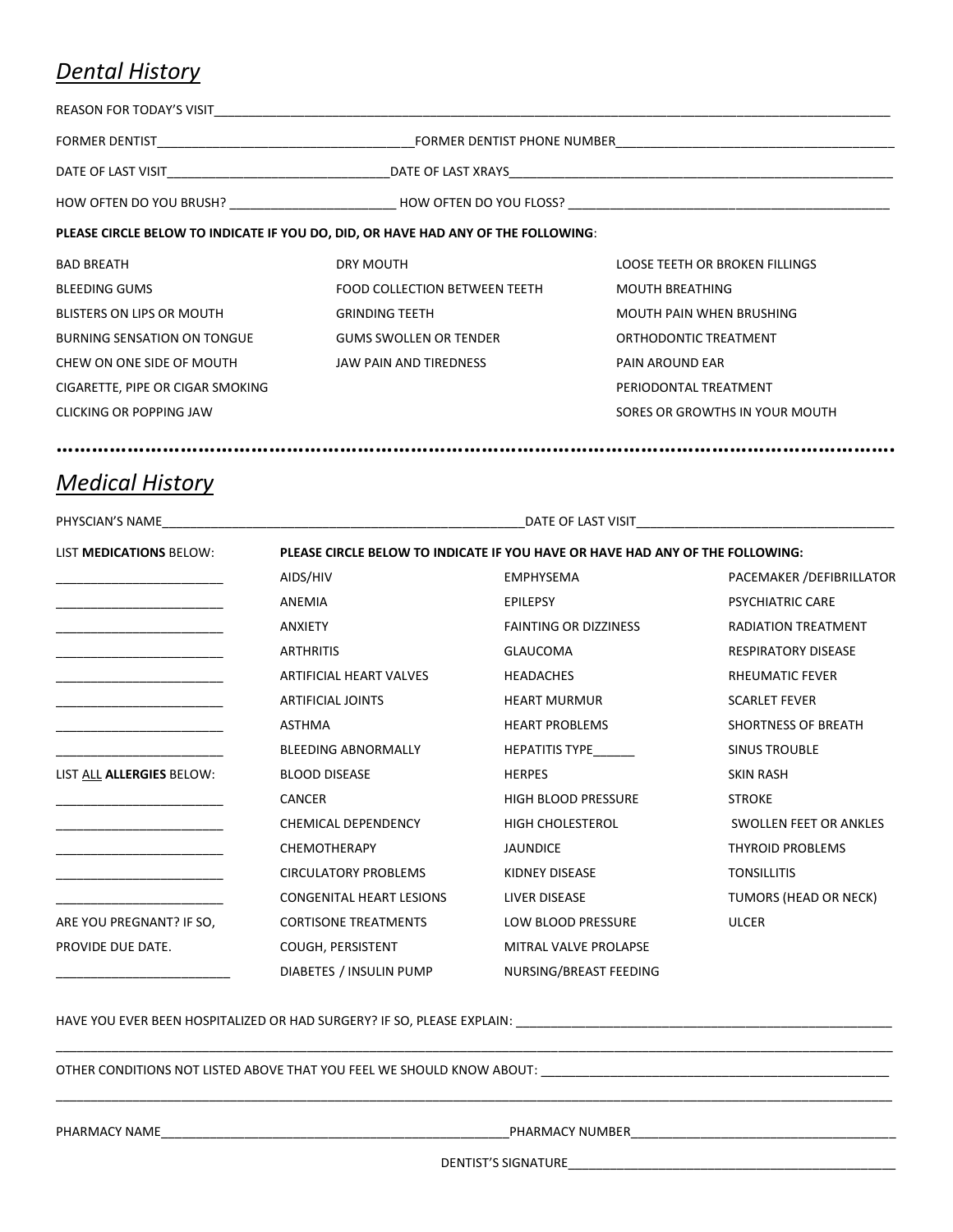## *Dental History*

REASON FOR TODAY'S VISIT____________________________________________________________

FORMER DENTIST______________________________FORMER DENTIST PHONE NUMBER______________________________

DATE OF LAST VISIT__________________________DATE OF LAST XRAYS______________________________

HOW OFTEN DO YOU BRUSH? ____________________ HOW OFTEN DO YOU FLOSS? ______________________________

**PLEASE CIRCLE BELOW TO INDICATE IF YOU DO, DID, OR HAVE HAD ANY OF THE FOLLOWING**:

| | | |
|---|---|---|
| BAD BREATH | DRY MOUTH | LOOSE TEETH OR BROKEN FILLINGS |
| BLEEDING GUMS | FOOD COLLECTION BETWEEN TEETH | MOUTH BREATHING |
| BLISTERS ON LIPS OR MOUTH | GRINDING TEETH | MOUTH PAIN WHEN BRUSHING |
| BURNING SENSATION ON TONGUE | GUMS SWOLLEN OR TENDER | ORTHODONTIC TREATMENT |
| CHEW ON ONE SIDE OF MOUTH | JAW PAIN AND TIREDNESS | PAIN AROUND EAR |
| CIGARETTE, PIPE OR CIGAR SMOKING | | PERIODONTAL TREATMENT |
| CLICKING OR POPPING JAW | | SORES OR GROWTHS IN YOUR MOUTH |

## *Medical History*

PHYSCIAN'S NAME______________________________DATE OF LAST VISIT______________________________

| LIST **MEDICATIONS** BELOW: | **PLEASE CIRCLE BELOW TO INDICATE IF YOU HAVE OR HAVE HAD ANY OF THE FOLLOWING:** | | |
|---|---|---|---|
| ____________________ | AIDS/HIV | EMPHYSEMA | PACEMAKER /DEFIBRILLATOR |
| ____________________ | ANEMIA | EPILEPSY | PSYCHIATRIC CARE |
| ____________________ | ANXIETY | FAINTING OR DIZZINESS | RADIATION TREATMENT |
| ____________________ | ARTHRITIS | GLAUCOMA | RESPIRATORY DISEASE |
| ____________________ | ARTIFICIAL HEART VALVES | HEADACHES | RHEUMATIC FEVER |
| ____________________ | ARTIFICIAL JOINTS | HEART MURMUR | SCARLET FEVER |
| ____________________ | ASTHMA | HEART PROBLEMS | SHORTNESS OF BREATH |
| ____________________ | BLEEDING ABNORMALLY | HEPATITIS TYPE______ | SINUS TROUBLE |
| LIST ALL **ALLERGIES** BELOW: | BLOOD DISEASE | HERPES | SKIN RASH |
| ____________________ | CANCER | HIGH BLOOD PRESSURE | STROKE |
| ____________________ | CHEMICAL DEPENDENCY | HIGH CHOLESTEROL | SWOLLEN FEET OR ANKLES |
| ____________________ | CHEMOTHERAPY | JAUNDICE | THYROID PROBLEMS |
| ____________________ | CIRCULATORY PROBLEMS | KIDNEY DISEASE | TONSILLITIS |
| ____________________ | CONGENITAL HEART LESIONS | LIVER DISEASE | TUMORS (HEAD OR NECK) |
| ARE YOU PREGNANT? IF SO, | CORTISONE TREATMENTS | LOW BLOOD PRESSURE | ULCER |
| PROVIDE DUE DATE. | COUGH, PERSISTENT | MITRAL VALVE PROLAPSE | |
| ____________________ | DIABETES / INSULIN PUMP | NURSING/BREAST FEEDING | |

HAVE YOU EVER BEEN HOSPITALIZED OR HAD SURGERY? IF SO, PLEASE EXPLAIN: ______________________________

____________________________________________________________

OTHER CONDITIONS NOT LISTED ABOVE THAT YOU FEEL WE SHOULD KNOW ABOUT: ______________________________

____________________________________________________________

PHARMACY NAME______________________________PHARMACY NUMBER______________________________

DENTIST'S SIGNATURE______________________________